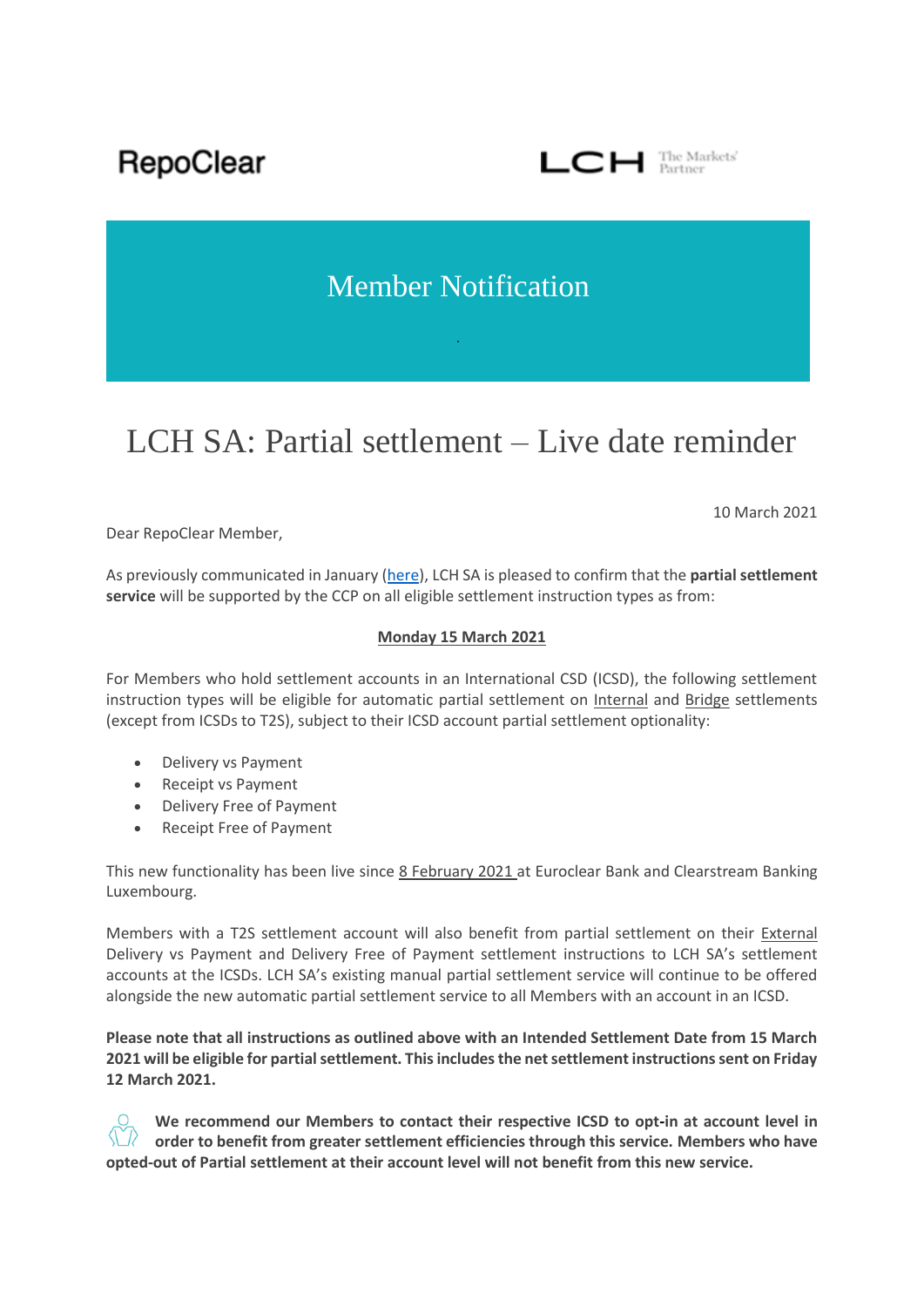RepoClear

LCH The Markets' Partner

# Member Notification

## LCH SA: Partial settlement – Live date reminder

10 March 2021

Dear RepoClear Member,

As previously communicated in January (here), LCH SA is pleased to confirm that the **partial settlement service** will be supported by the CCP on all eligible settlement instruction types as from:

**Monday 15 March 2021**

For Members who hold settlement accounts in an International CSD (ICSD), the following settlement instruction types will be eligible for automatic partial settlement on Internal and Bridge settlements (except from ICSDs to T2S), subject to their ICSD account partial settlement optionality:

- Delivery vs Payment
- Receipt vs Payment
- Delivery Free of Payment
- Receipt Free of Payment

This new functionality has been live since 8 February 2021 at Euroclear Bank and Clearstream Banking Luxembourg.

Members with a T2S settlement account will also benefit from partial settlement on their External Delivery vs Payment and Delivery Free of Payment settlement instructions to LCH SA's settlement accounts at the ICSDs. LCH SA's existing manual partial settlement service will continue to be offered alongside the new automatic partial settlement service to all Members with an account in an ICSD.

**Please note that all instructions as outlined above with an Intended Settlement Date from 15 March 2021 will be eligible for partial settlement. This includes the net settlement instructions sent on Friday 12 March 2021.**

**We recommend our Members to contact their respective ICSD to opt-in at account level in order to benefit from greater settlement efficiencies through this service. Members who have opted-out of Partial settlement at their account level will not benefit from this new service.**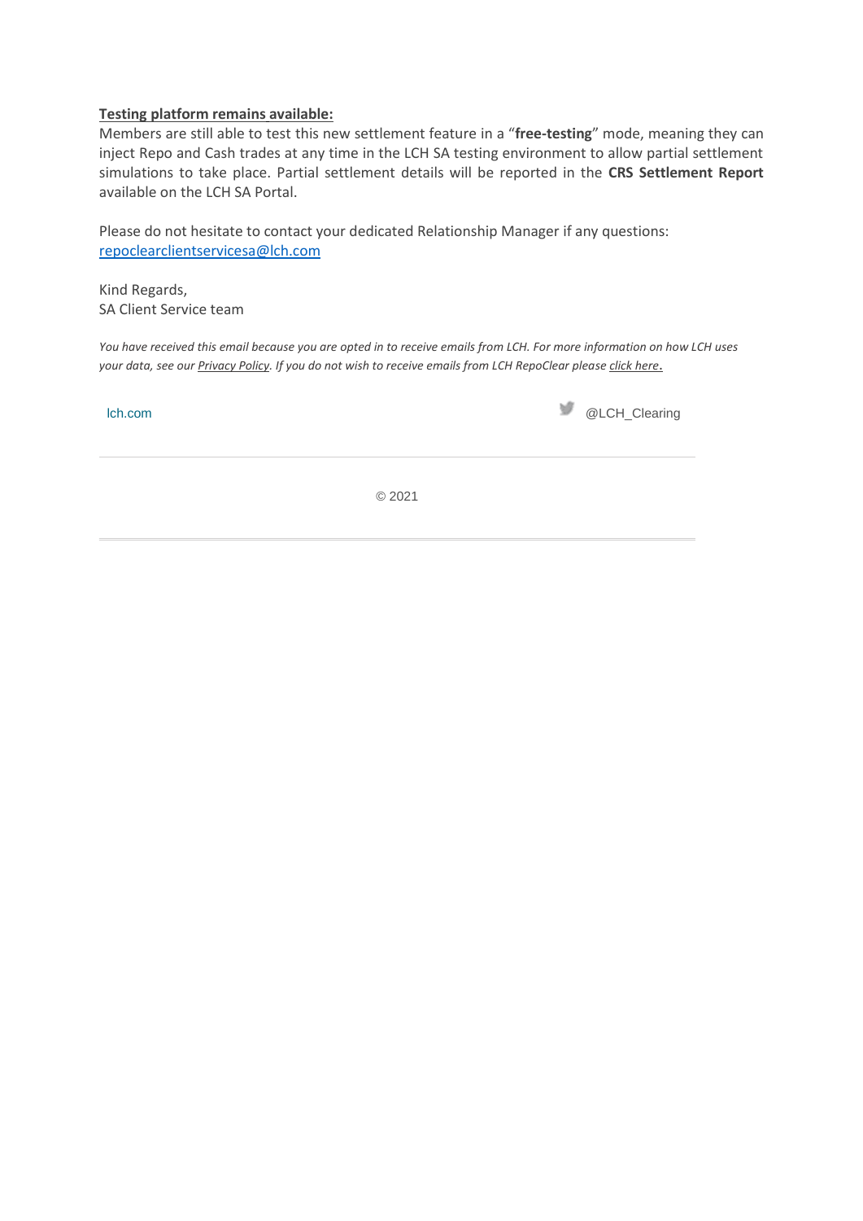**Testing platform remains available:**

Members are still able to test this new settlement feature in a "**free-testing**" mode, meaning they can inject Repo and Cash trades at any time in the LCH SA testing environment to allow partial settlement simulations to take place. Partial settlement details will be reported in the **CRS Settlement Report** available on the LCH SA Portal.

Please do not hesitate to contact your dedicated Relationship Manager if any questions:
repoclearclientservicesa@lch.com

Kind Regards,
SA Client Service team

*You have received this email because you are opted in to receive emails from LCH. For more information on how LCH uses your data, see our Privacy Policy. If you do not wish to receive emails from LCH RepoClear please click here.*

lch.com

@LCH_Clearing

© 2021